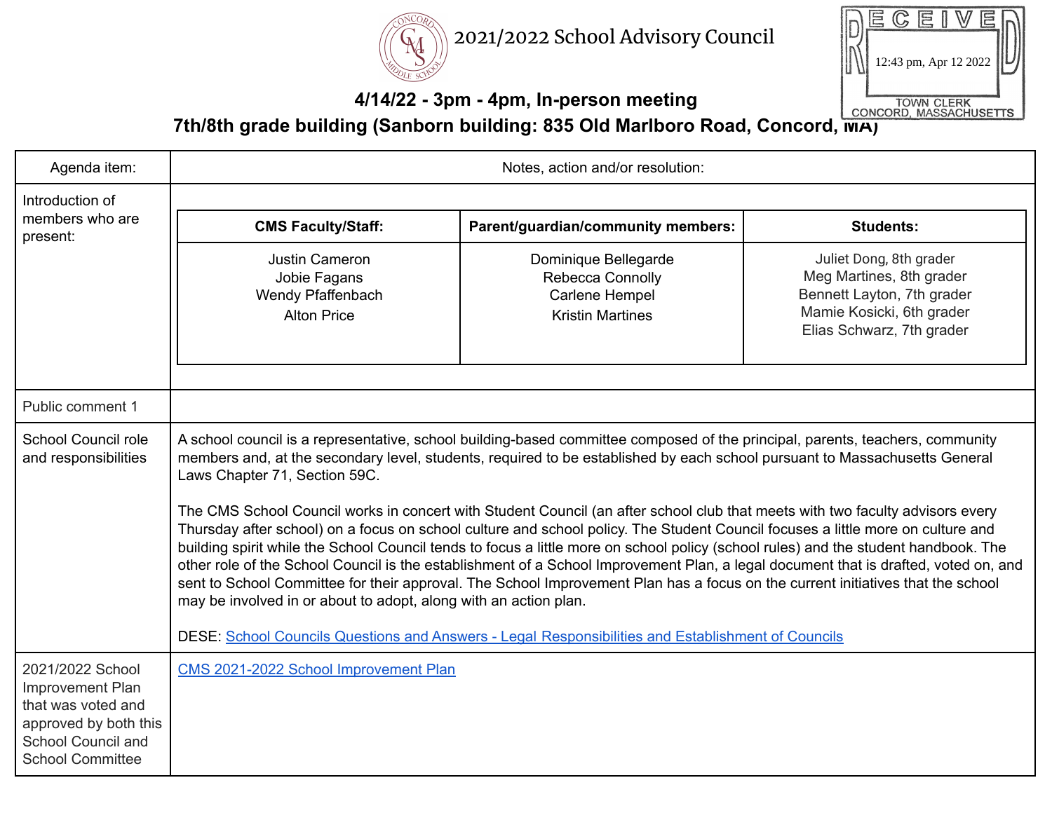RECEIVED
12:43 pm, Apr 12 2022
TOWN CLERK
CONCORD, MASSACHUSETTS

# 2021/2022 School Advisory Council

## 4/14/22 - 3pm - 4pm, In-person meeting
## 7th/8th grade building (Sanborn building: 835 Old Marlboro Road, Concord, MA)

| Agenda item: | Notes, action and/or resolution: |
|---|---|
| Introduction of members who are present: | **CMS Faculty/Staff:** Justin Cameron, Jobie Fagans, Wendy Pfaffenbach, Alton Price<br><br>**Parent/guardian/community members:** Dominique Bellegarde, Rebecca Connolly, Carlene Hempel, Kristin Martines<br><br>**Students:** Juliet Dong, 8th grader; Meg Martines, 8th grader; Bennett Layton, 7th grader; Mamie Kosicki, 6th grader; Elias Schwarz, 7th grader |
| Public comment 1 | |
| School Council role and responsibilities | A school council is a representative, school building-based committee composed of the principal, parents, teachers, community members and, at the secondary level, students, required to be established by each school pursuant to Massachusetts General Laws Chapter 71, Section 59C.<br><br>The CMS School Council works in concert with Student Council (an after school club that meets with two faculty advisors every Thursday after school) on a focus on school culture and school policy. The Student Council focuses a little more on culture and building spirit while the School Council tends to focus a little more on school policy (school rules) and the student handbook. The other role of the School Council is the establishment of a School Improvement Plan, a legal document that is drafted, voted on, and sent to School Committee for their approval. The School Improvement Plan has a focus on the current initiatives that the school may be involved in or about to adopt, along with an action plan.<br><br>DESE: School Councils Questions and Answers - Legal Responsibilities and Establishment of Councils |
| 2021/2022 School Improvement Plan that was voted and approved by both this School Council and School Committee | CMS 2021-2022 School Improvement Plan |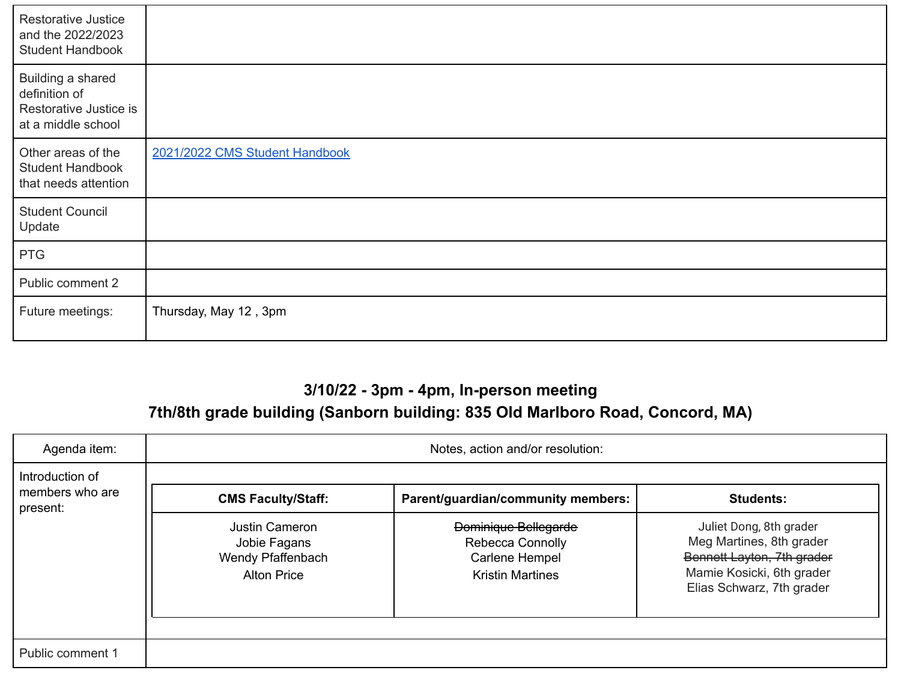| | |
|---|---|
| Restorative Justice and the 2022/2023 Student Handbook | |
| Building a shared definition of Restorative Justice is at a middle school | |
| Other areas of the Student Handbook that needs attention | [2021/2022 CMS Student Handbook]() |
| Student Council Update | |
| PTG | |
| Public comment 2 | |
| Future meetings: | Thursday, May 12 , 3pm |

## 3/10/22 - 3pm - 4pm, In-person meeting
## 7th/8th grade building (Sanborn building: 835 Old Marlboro Road, Concord, MA)

| Agenda item: | Notes, action and/or resolution: |
|---|---|
| Introduction of members who are present: | **CMS Faculty/Staff:** Justin Cameron, Jobie Fagans, Wendy Pfaffenbach, Alton Price<br>**Parent/guardian/community members:** ~~Dominique Bellegarde~~, Rebecca Connolly, Carlene Hempel, Kristin Martines<br>**Students:** Juliet Dong, 8th grader; Meg Martines, 8th grader; ~~Bennett Layton, 7th grader~~; Mamie Kosicki, 6th grader; Elias Schwarz, 7th grader |
| Public comment 1 | |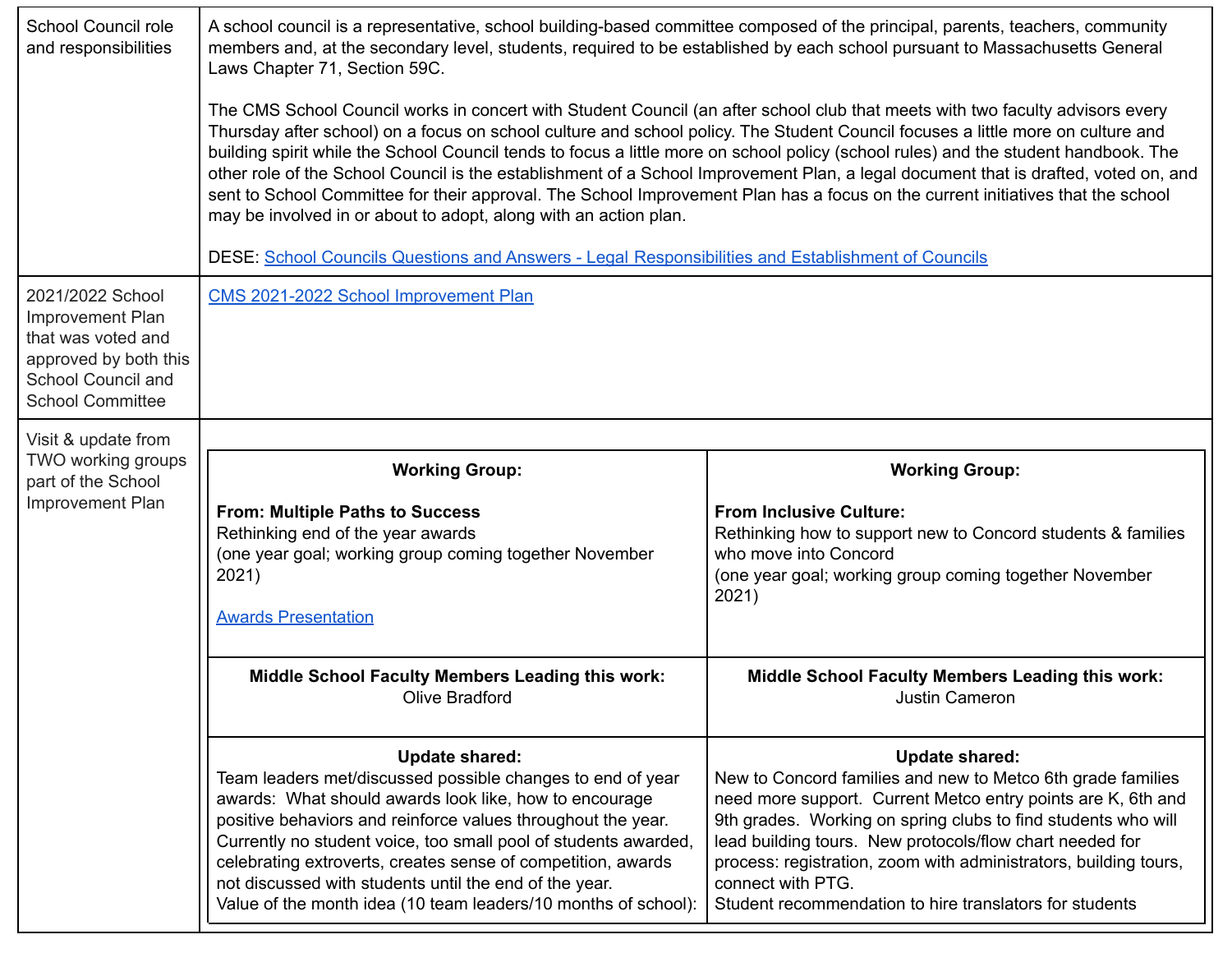| | |
|---|---|
| School Council role and responsibilities | A school council is a representative, school building-based committee composed of the principal, parents, teachers, community members and, at the secondary level, students, required to be established by each school pursuant to Massachusetts General Laws Chapter 71, Section 59C.<br><br>The CMS School Council works in concert with Student Council (an after school club that meets with two faculty advisors every Thursday after school) on a focus on school culture and school policy. The Student Council focuses a little more on culture and building spirit while the School Council tends to focus a little more on school policy (school rules) and the student handbook. The other role of the School Council is the establishment of a School Improvement Plan, a legal document that is drafted, voted on, and sent to School Committee for their approval. The School Improvement Plan has a focus on the current initiatives that the school may be involved in or about to adopt, along with an action plan.<br><br>DESE: School Councils Questions and Answers - Legal Responsibilities and Establishment of Councils |
| 2021/2022 School Improvement Plan that was voted and approved by both this School Council and School Committee | CMS 2021-2022 School Improvement Plan |
| Visit & update from TWO working groups part of the School Improvement Plan | (see working group table below) |

| **Working Group:**<br><br>**From: Multiple Paths to Success**<br>Rethinking end of the year awards<br>(one year goal; working group coming together November 2021)<br><br>Awards Presentation | **Working Group:**<br><br>**From Inclusive Culture:**<br>Rethinking how to support new to Concord students & families who move into Concord<br>(one year goal; working group coming together November 2021) |
|---|---|
| **Middle School Faculty Members Leading this work:**<br>Olive Bradford | **Middle School Faculty Members Leading this work:**<br>Justin Cameron |
| **Update shared:**<br>Team leaders met/discussed possible changes to end of year awards: What should awards look like, how to encourage positive behaviors and reinforce values throughout the year. Currently no student voice, too small pool of students awarded, celebrating extroverts, creates sense of competition, awards not discussed with students until the end of the year.<br>Value of the month idea (10 team leaders/10 months of school): | **Update shared:**<br>New to Concord families and new to Metco 6th grade families need more support. Current Metco entry points are K, 6th and 9th grades. Working on spring clubs to find students who will lead building tours. New protocols/flow chart needed for process: registration, zoom with administrators, building tours, connect with PTG.<br>Student recommendation to hire translators for students |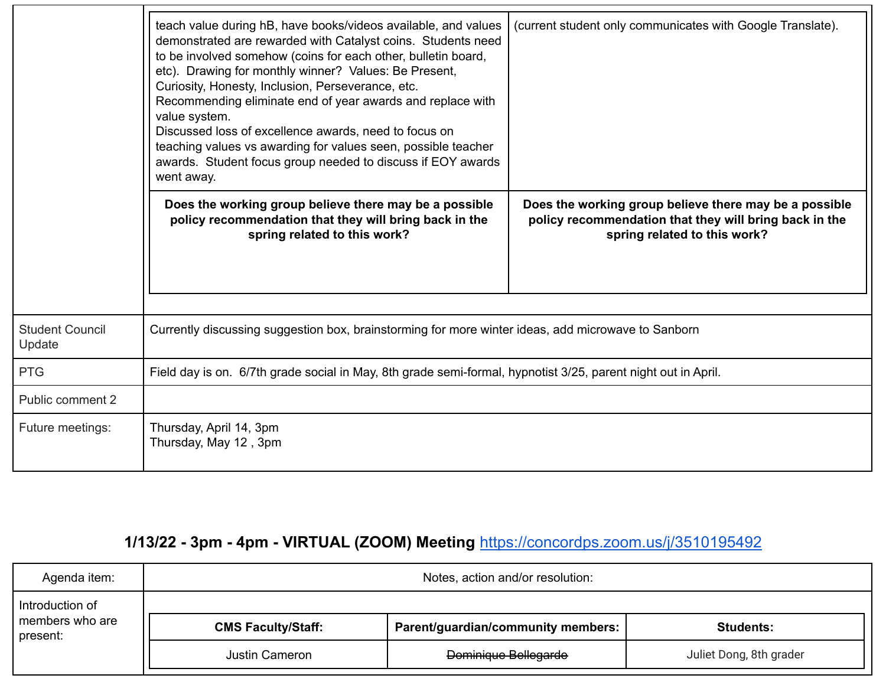| | |
|---|---|
| | teach value during hB, have books/videos available, and values demonstrated are rewarded with Catalyst coins. Students need to be involved somehow (coins for each other, bulletin board, etc). Drawing for monthly winner? Values: Be Present, Curiosity, Honesty, Inclusion, Perseverance, etc. Recommending eliminate end of year awards and replace with value system. Discussed loss of excellence awards, need to focus on teaching values vs awarding for values seen, possible teacher awards. Student focus group needed to discuss if EOY awards went away. / (current student only communicates with Google Translate). |
| | **Does the working group believe there may be a possible policy recommendation that they will bring back in the spring related to this work?** / **Does the working group believe there may be a possible policy recommendation that they will bring back in the spring related to this work?** |
| Student Council Update | Currently discussing suggestion box, brainstorming for more winter ideas, add microwave to Sanborn |
| PTG | Field day is on. 6/7th grade social in May, 8th grade semi-formal, hypnotist 3/25, parent night out in April. |
| Public comment 2 | |
| Future meetings: | Thursday, April 14, 3pm<br>Thursday, May 12 , 3pm |

## 1/13/22 - 3pm - 4pm - VIRTUAL (ZOOM) Meeting [https://concordps.zoom.us/j/3510195492](https://concordps.zoom.us/j/3510195492)

| Agenda item: | Notes, action and/or resolution: |
|---|---|
| Introduction of members who are present: | |

| CMS Faculty/Staff: | Parent/guardian/community members: | Students: |
|---|---|---|
| Justin Cameron | ~~Dominique Bellegarde~~ | Juliet Dong, 8th grader |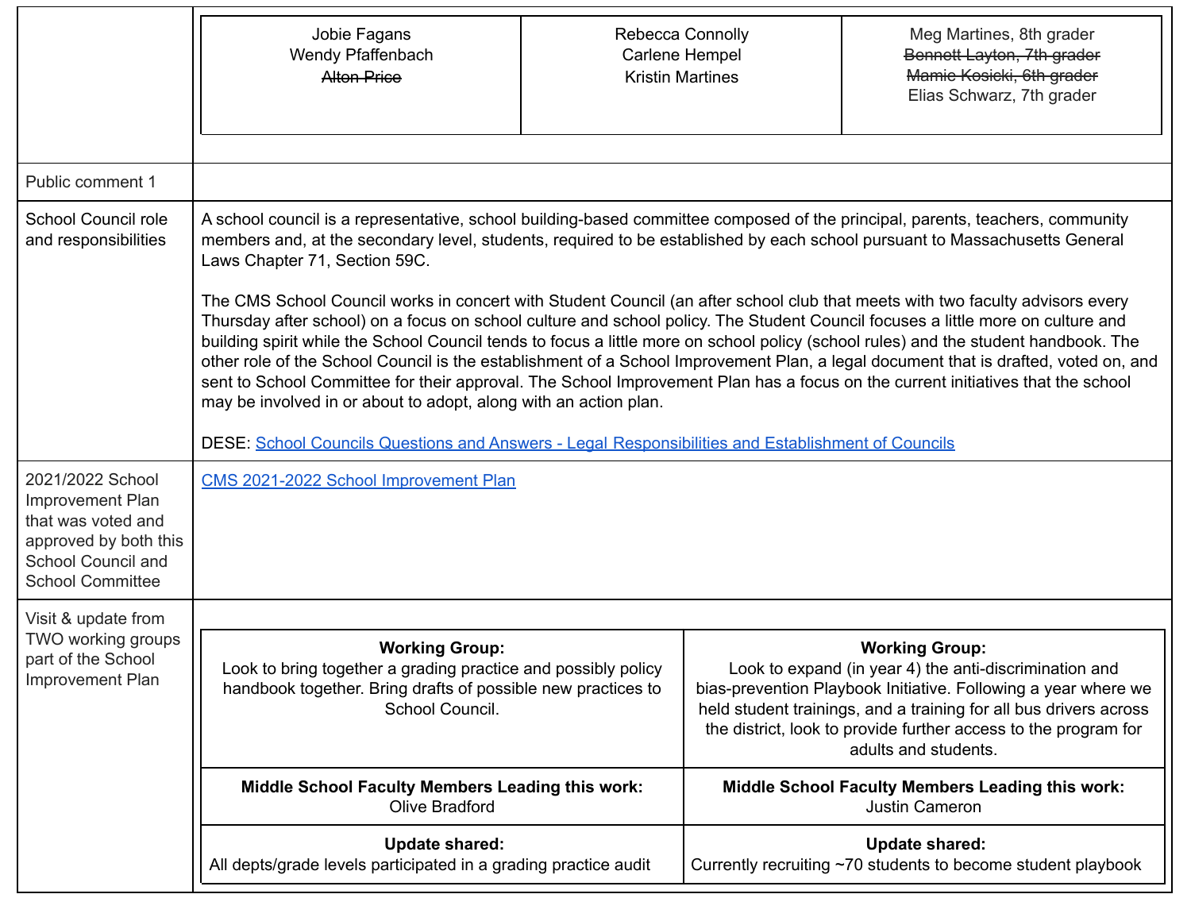| | |
|---|---|
| | Jobie Fagans<br>Wendy Pfaffenbach<br>~~Alton Price~~ \| Rebecca Connolly<br>Carlene Hempel<br>Kristin Martines \| Meg Martines, 8th grader<br>~~Bennett Layton, 7th grader~~<br>~~Mamie Kosicki, 6th grader~~<br>Elias Schwarz, 7th grader |
| Public comment 1 | |
| School Council role and responsibilities | A school council is a representative, school building-based committee composed of the principal, parents, teachers, community members and, at the secondary level, students, required to be established by each school pursuant to Massachusetts General Laws Chapter 71, Section 59C.<br><br>The CMS School Council works in concert with Student Council (an after school club that meets with two faculty advisors every Thursday after school) on a focus on school culture and school policy. The Student Council focuses a little more on culture and building spirit while the School Council tends to focus a little more on school policy (school rules) and the student handbook. The other role of the School Council is the establishment of a School Improvement Plan, a legal document that is drafted, voted on, and sent to School Committee for their approval. The School Improvement Plan has a focus on the current initiatives that the school may be involved in or about to adopt, along with an action plan.<br><br>DESE: School Councils Questions and Answers - Legal Responsibilities and Establishment of Councils |
| 2021/2022 School Improvement Plan that was voted and approved by both this School Council and School Committee | CMS 2021-2022 School Improvement Plan |
| Visit & update from TWO working groups part of the School Improvement Plan | See table below |

| **Working Group:** | **Working Group:** |
|---|---|
| Look to bring together a grading practice and possibly policy handbook together. Bring drafts of possible new practices to School Council. | Look to expand (in year 4) the anti-discrimination and bias-prevention Playbook Initiative. Following a year where we held student trainings, and a training for all bus drivers across the district, look to provide further access to the program for adults and students. |
| **Middle School Faculty Members Leading this work:**<br>Olive Bradford | **Middle School Faculty Members Leading this work:**<br>Justin Cameron |
| **Update shared:**<br>All depts/grade levels participated in a grading practice audit | **Update shared:**<br>Currently recruiting ~70 students to become student playbook |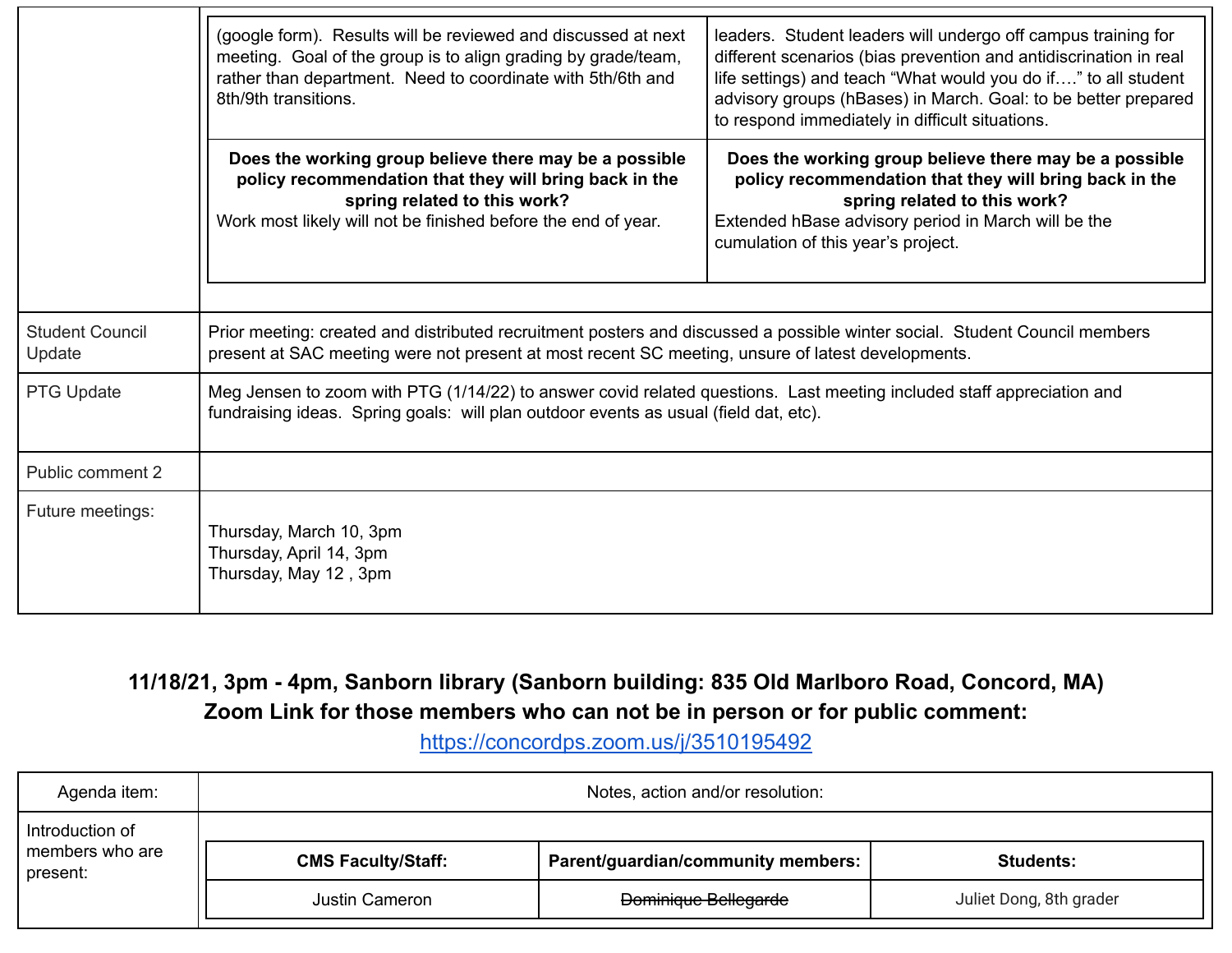| | | |
|---|---|---|
| | (google form). Results will be reviewed and discussed at next meeting. Goal of the group is to align grading by grade/team, rather than department. Need to coordinate with 5th/6th and 8th/9th transitions. | leaders. Student leaders will undergo off campus training for different scenarios (bias prevention and antidiscrination in real life settings) and teach "What would you do if…." to all student advisory groups (hBases) in March. Goal: to be better prepared to respond immediately in difficult situations. |
| | **Does the working group believe there may be a possible policy recommendation that they will bring back in the spring related to this work?** Work most likely will not be finished before the end of year. | **Does the working group believe there may be a possible policy recommendation that they will bring back in the spring related to this work?** Extended hBase advisory period in March will be the cumulation of this year's project. |

| | |
|---|---|
| Student Council Update | Prior meeting: created and distributed recruitment posters and discussed a possible winter social. Student Council members present at SAC meeting were not present at most recent SC meeting, unsure of latest developments. |
| PTG Update | Meg Jensen to zoom with PTG (1/14/22) to answer covid related questions. Last meeting included staff appreciation and fundraising ideas. Spring goals: will plan outdoor events as usual (field dat, etc). |
| Public comment 2 | |
| Future meetings: | Thursday, March 10, 3pm<br>Thursday, April 14, 3pm<br>Thursday, May 12 , 3pm |

**11/18/21, 3pm - 4pm, Sanborn library (Sanborn building: 835 Old Marlboro Road, Concord, MA)**
**Zoom Link for those members who can not be in person or for public comment:**
https://concordps.zoom.us/j/3510195492

| Agenda item: | Notes, action and/or resolution: | |
|---|---|---|
| Introduction of members who are present: | **CMS Faculty/Staff:** | **Parent/guardian/community members:** | **Students:** |
| | Justin Cameron | ~~Dominique Bellegarde~~ | Juliet Dong, 8th grader |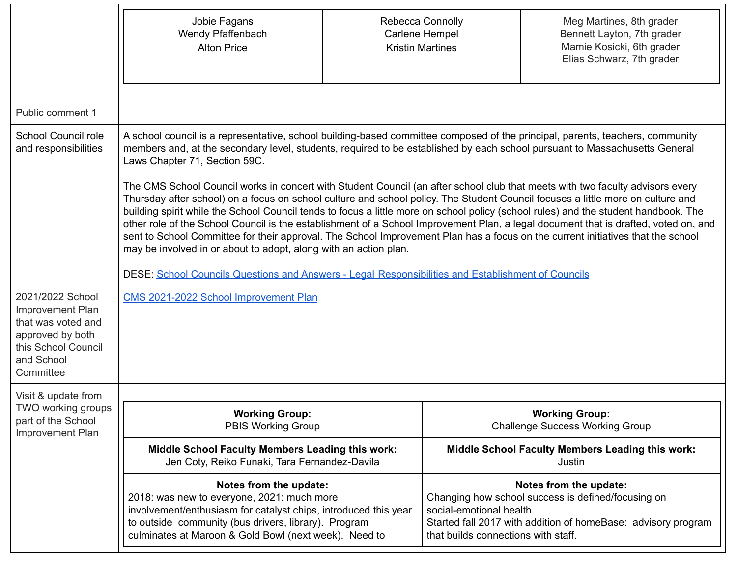| | |
|---|---|
| | Jobie Fagans<br>Wendy Pfaffenbach<br>Alton Price \| Rebecca Connolly<br>Carlene Hempel<br>Kristin Martines \| ~~Meg Martines, 8th grader~~<br>Bennett Layton, 7th grader<br>Mamie Kosicki, 6th grader<br>Elias Schwarz, 7th grader |
| Public comment 1 | |
| School Council role and responsibilities | A school council is a representative, school building-based committee composed of the principal, parents, teachers, community members and, at the secondary level, students, required to be established by each school pursuant to Massachusetts General Laws Chapter 71, Section 59C.<br><br>The CMS School Council works in concert with Student Council (an after school club that meets with two faculty advisors every Thursday after school) on a focus on school culture and school policy. The Student Council focuses a little more on culture and building spirit while the School Council tends to focus a little more on school policy (school rules) and the student handbook. The other role of the School Council is the establishment of a School Improvement Plan, a legal document that is drafted, voted on, and sent to School Committee for their approval. The School Improvement Plan has a focus on the current initiatives that the school may be involved in or about to adopt, along with an action plan.<br><br>DESE: [School Councils Questions and Answers - Legal Responsibilities and Establishment of Councils]() |
| 2021/2022 School Improvement Plan that was voted and approved by both this School Council and School Committee | [CMS 2021-2022 School Improvement Plan]() |
| Visit & update from TWO working groups part of the School Improvement Plan | (see table below) |

| **Working Group:** PBIS Working Group | **Working Group:** Challenge Success Working Group |
|---|---|
| **Middle School Faculty Members Leading this work:** Jen Coty, Reiko Funaki, Tara Fernandez-Davila | **Middle School Faculty Members Leading this work:** Justin |
| **Notes from the update:**<br>2018: was new to everyone, 2021: much more involvement/enthusiasm for catalyst chips, introduced this year to outside community (bus drivers, library). Program culminates at Maroon & Gold Bowl (next week). Need to | **Notes from the update:**<br>Changing how school success is defined/focusing on social-emotional health.<br>Started fall 2017 with addition of homeBase: advisory program that builds connections with staff. |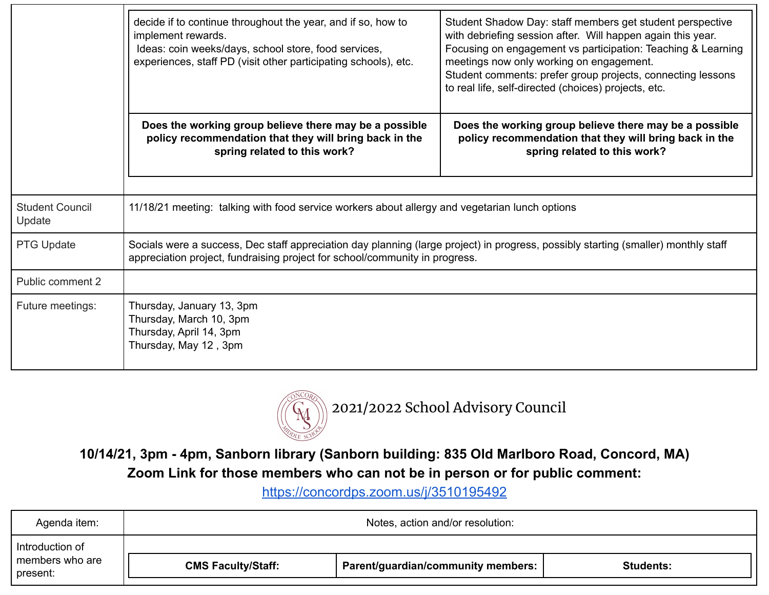| | | |
|---|---|---|
| | decide if to continue throughout the year, and if so, how to implement rewards.<br>Ideas: coin weeks/days, school store, food services, experiences, staff PD (visit other participating schools), etc. | Student Shadow Day: staff members get student perspective with debriefing session after. Will happen again this year.<br>Focusing on engagement vs participation: Teaching & Learning meetings now only working on engagement.<br>Student comments: prefer group projects, connecting lessons to real life, self-directed (choices) projects, etc. |
| | **Does the working group believe there may be a possible policy recommendation that they will bring back in the spring related to this work?** | **Does the working group believe there may be a possible policy recommendation that they will bring back in the spring related to this work?** |
| Student Council Update | 11/18/21 meeting: talking with food service workers about allergy and vegetarian lunch options | |
| PTG Update | Socials were a success, Dec staff appreciation day planning (large project) in progress, possibly starting (smaller) monthly staff appreciation project, fundraising project for school/community in progress. | |
| Public comment 2 | | |
| Future meetings: | Thursday, January 13, 3pm<br>Thursday, March 10, 3pm<br>Thursday, April 14, 3pm<br>Thursday, May 12 , 3pm | |

# 2021/2022 School Advisory Council

**10/14/21, 3pm - 4pm, Sanborn library (Sanborn building: 835 Old Marlboro Road, Concord, MA)**
**Zoom Link for those members who can not be in person or for public comment:**
https://concordps.zoom.us/j/3510195492

| Agenda item: | Notes, action and/or resolution: | | |
|---|---|---|---|
| Introduction of members who are present: | **CMS Faculty/Staff:** | **Parent/guardian/community members:** | **Students:** |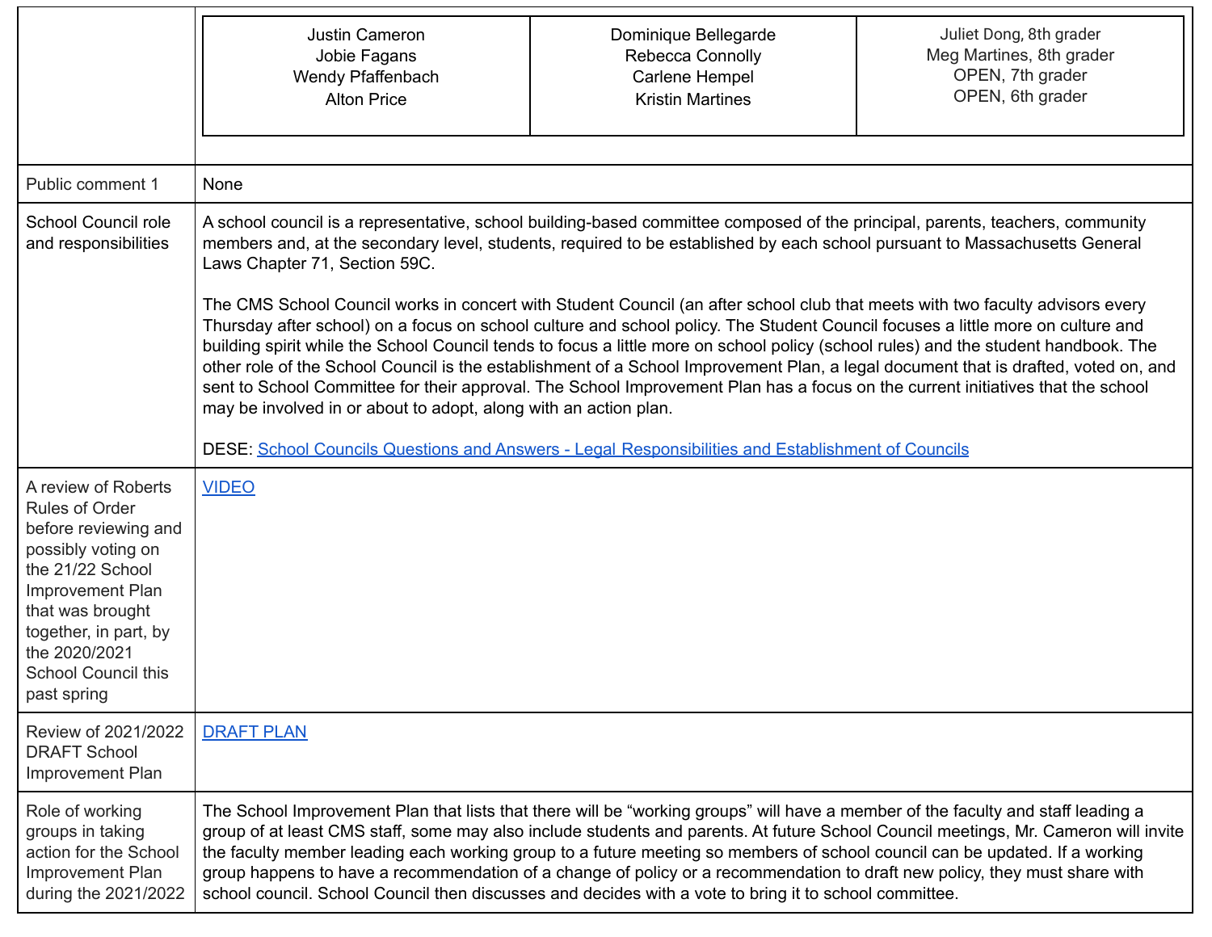| | | | |
|---|---|---|---|
| | Justin Cameron<br>Jobie Fagans<br>Wendy Pfaffenbach<br>Alton Price | Dominique Bellegarde<br>Rebecca Connolly<br>Carlene Hempel<br>Kristin Martines | Juliet Dong, 8th grader<br>Meg Martines, 8th grader<br>OPEN, 7th grader<br>OPEN, 6th grader |
| Public comment 1 | None | | |
| School Council role and responsibilities | A school council is a representative, school building-based committee composed of the principal, parents, teachers, community members and, at the secondary level, students, required to be established by each school pursuant to Massachusetts General Laws Chapter 71, Section 59C.<br><br>The CMS School Council works in concert with Student Council (an after school club that meets with two faculty advisors every Thursday after school) on a focus on school culture and school policy. The Student Council focuses a little more on culture and building spirit while the School Council tends to focus a little more on school policy (school rules) and the student handbook. The other role of the School Council is the establishment of a School Improvement Plan, a legal document that is drafted, voted on, and sent to School Committee for their approval. The School Improvement Plan has a focus on the current initiatives that the school may be involved in or about to adopt, along with an action plan.<br><br>DESE: School Councils Questions and Answers - Legal Responsibilities and Establishment of Councils | | |
| A review of Roberts Rules of Order before reviewing and possibly voting on the 21/22 School Improvement Plan that was brought together, in part, by the 2020/2021 School Council this past spring | VIDEO | | |
| Review of 2021/2022 DRAFT School Improvement Plan | DRAFT PLAN | | |
| Role of working groups in taking action for the School Improvement Plan during the 2021/2022 | The School Improvement Plan that lists that there will be "working groups" will have a member of the faculty and staff leading a group of at least CMS staff, some may also include students and parents. At future School Council meetings, Mr. Cameron will invite the faculty member leading each working group to a future meeting so members of school council can be updated. If a working group happens to have a recommendation of a change of policy or a recommendation to draft new policy, they must share with school council. School Council then discusses and decides with a vote to bring it to school committee. | | |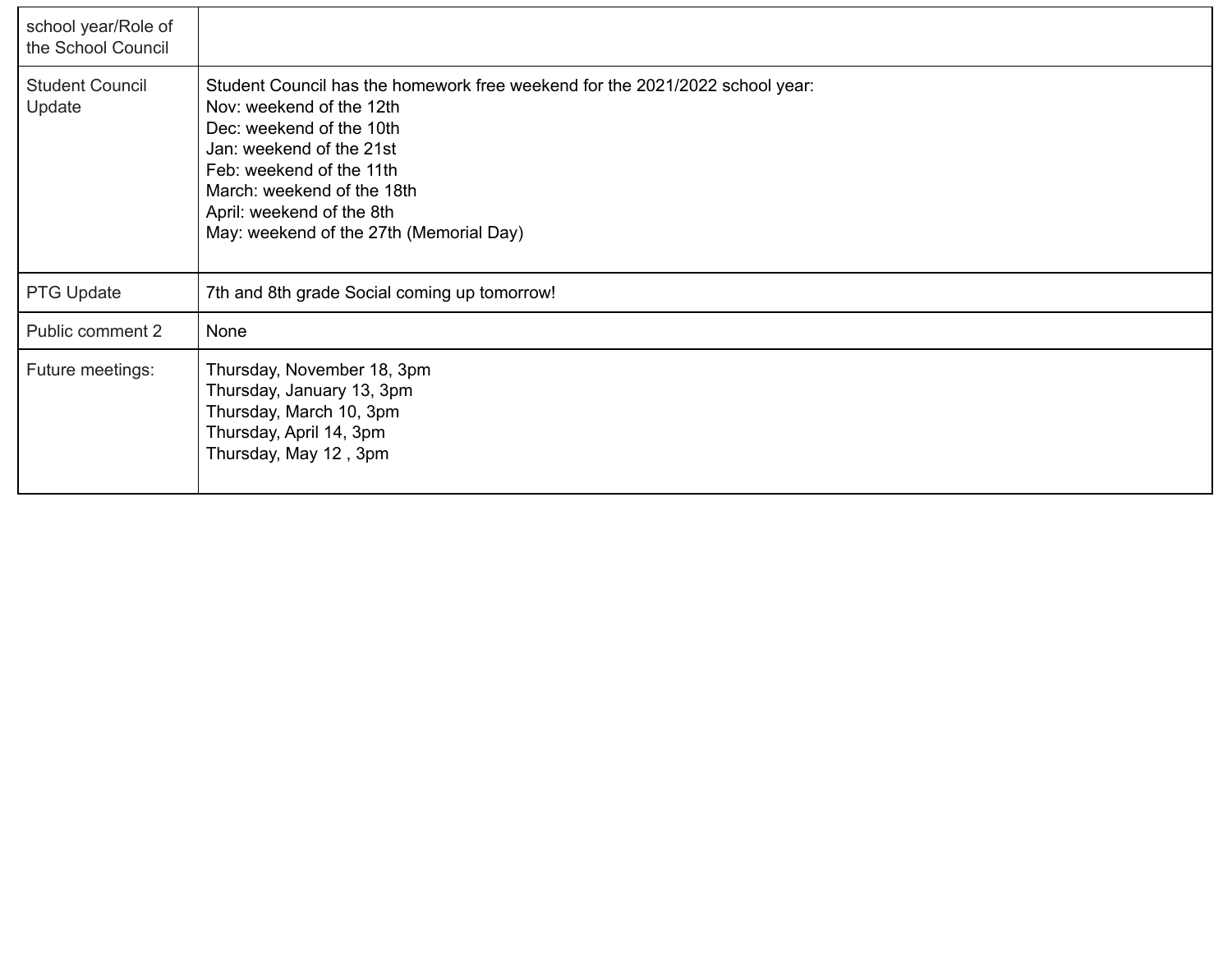| | |
|---|---|
| school year/Role of the School Council | |
| Student Council Update | Student Council has the homework free weekend for the 2021/2022 school year:<br>Nov: weekend of the 12th<br>Dec: weekend of the 10th<br>Jan: weekend of the 21st<br>Feb: weekend of the 11th<br>March: weekend of the 18th<br>April: weekend of the 8th<br>May: weekend of the 27th (Memorial Day) |
| PTG Update | 7th and 8th grade Social coming up tomorrow! |
| Public comment 2 | None |
| Future meetings: | Thursday, November 18, 3pm<br>Thursday, January 13, 3pm<br>Thursday, March 10, 3pm<br>Thursday, April 14, 3pm<br>Thursday, May 12 , 3pm |